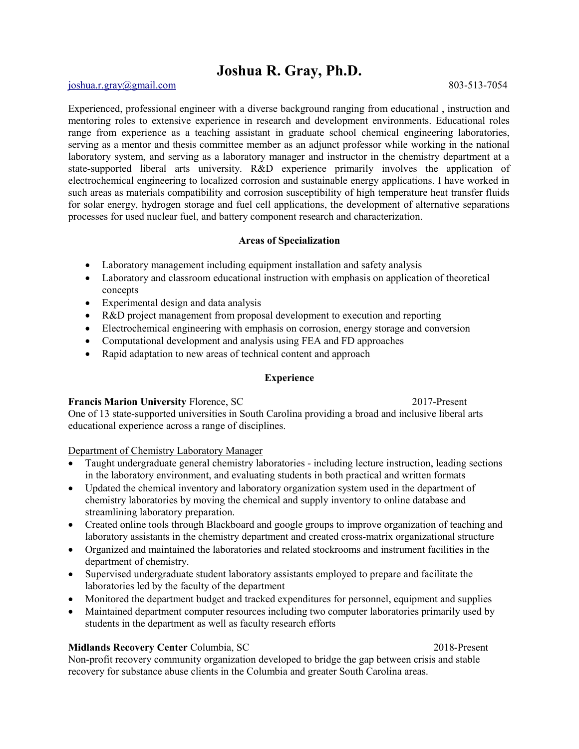# Joshua R. Gray, Ph.D.

joshua.r.gray@gmail.com 803-513-7054

Experienced, professional engineer with a diverse background ranging from educational , instruction and mentoring roles to extensive experience in research and development environments. Educational roles range from experience as a teaching assistant in graduate school chemical engineering laboratories, serving as a mentor and thesis committee member as an adjunct professor while working in the national laboratory system, and serving as a laboratory manager and instructor in the chemistry department at a state-supported liberal arts university. R&D experience primarily involves the application of electrochemical engineering to localized corrosion and sustainable energy applications. I have worked in such areas as materials compatibility and corrosion susceptibility of high temperature heat transfer fluids for solar energy, hydrogen storage and fuel cell applications, the development of alternative separations processes for used nuclear fuel, and battery component research and characterization.

## Areas of Specialization

- Laboratory management including equipment installation and safety analysis
- Laboratory and classroom educational instruction with emphasis on application of theoretical concepts
- Experimental design and data analysis
- R&D project management from proposal development to execution and reporting
- Electrochemical engineering with emphasis on corrosion, energy storage and conversion
- Computational development and analysis using FEA and FD approaches
- Rapid adaptation to new areas of technical content and approach

## Experience

**Francis Marion University** Florence, SC 2017-Present

One of 13 state-supported universities in South Carolina providing a broad and inclusive liberal arts educational experience across a range of disciplines.

Department of Chemistry Laboratory Manager

- Taught undergraduate general chemistry laboratories - including lecture instruction, leading sections in the laboratory environment, and evaluating students in both practical and written formats
- Updated the chemical inventory and laboratory organization system used in the department of chemistry laboratories by moving the chemical and supply inventory to online database and streamlining laboratory preparation.
- Created online tools through Blackboard and google groups to improve organization of teaching and laboratory assistants in the chemistry department and created cross-matrix organizational structure
- Organized and maintained the laboratories and related stockrooms and instrument facilities in the department of chemistry.
- Supervised undergraduate student laboratory assistants employed to prepare and facilitate the laboratories led by the faculty of the department
- Monitored the department budget and tracked expenditures for personnel, equipment and supplies
- Maintained department computer resources including two computer laboratories primarily used by students in the department as well as faculty research efforts

**Midlands Recovery Center** Columbia, SC 2018-Present

Non-profit recovery community organization developed to bridge the gap between crisis and stable recovery for substance abuse clients in the Columbia and greater South Carolina areas.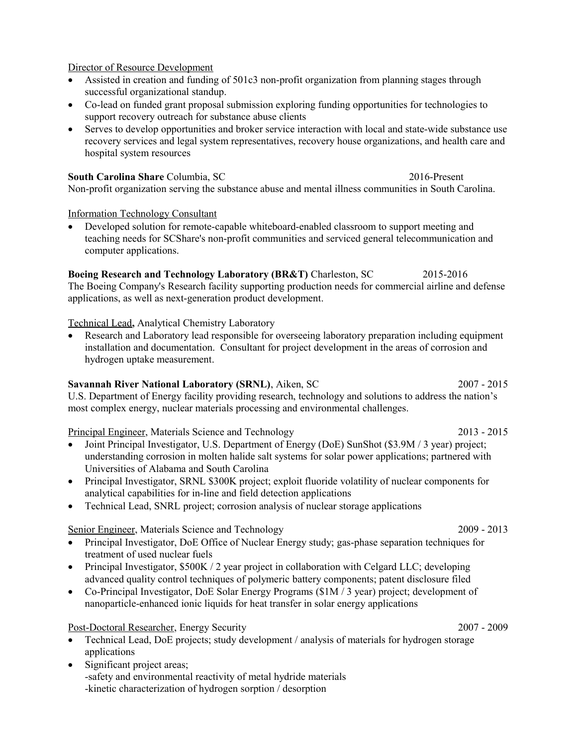Director of Resource Development

- Assisted in creation and funding of 501c3 non-profit organization from planning stages through successful organizational standup.
- Co-lead on funded grant proposal submission exploring funding opportunities for technologies to support recovery outreach for substance abuse clients
- Serves to develop opportunities and broker service interaction with local and state-wide substance use recovery services and legal system representatives, recovery house organizations, and health care and hospital system resources

**South Carolina Share** Columbia, SC 2016-Present

Non-profit organization serving the substance abuse and mental illness communities in South Carolina.

Information Technology Consultant

- Developed solution for remote-capable whiteboard-enabled classroom to support meeting and teaching needs for SCShare's non-profit communities and serviced general telecommunication and computer applications.

**Boeing Research and Technology Laboratory (BR&T)** Charleston, SC 2015-2016

The Boeing Company's Research facility supporting production needs for commercial airline and defense applications, as well as next-generation product development.

Technical Lead**,** Analytical Chemistry Laboratory

- Research and Laboratory lead responsible for overseeing laboratory preparation including equipment installation and documentation. Consultant for project development in the areas of corrosion and hydrogen uptake measurement.

**Savannah River National Laboratory (SRNL)**, Aiken, SC 2007 - 2015

U.S. Department of Energy facility providing research, technology and solutions to address the nation's most complex energy, nuclear materials processing and environmental challenges.

Principal Engineer, Materials Science and Technology 2013 - 2015

- Joint Principal Investigator, U.S. Department of Energy (DoE) SunShot ($3.9M / 3 year) project; understanding corrosion in molten halide salt systems for solar power applications; partnered with Universities of Alabama and South Carolina
- Principal Investigator, SRNL $300K project; exploit fluoride volatility of nuclear components for analytical capabilities for in-line and field detection applications
- Technical Lead, SNRL project; corrosion analysis of nuclear storage applications

Senior Engineer, Materials Science and Technology 2009 - 2013

- Principal Investigator, DoE Office of Nuclear Energy study; gas-phase separation techniques for treatment of used nuclear fuels
- Principal Investigator, $500K / 2 year project in collaboration with Celgard LLC; developing advanced quality control techniques of polymeric battery components; patent disclosure filed
- Co-Principal Investigator, DoE Solar Energy Programs ($1M / 3 year) project; development of nanoparticle-enhanced ionic liquids for heat transfer in solar energy applications

Post-Doctoral Researcher, Energy Security 2007 - 2009

- Technical Lead, DoE projects; study development / analysis of materials for hydrogen storage applications
- Significant project areas;
  -safety and environmental reactivity of metal hydride materials
  -kinetic characterization of hydrogen sorption / desorption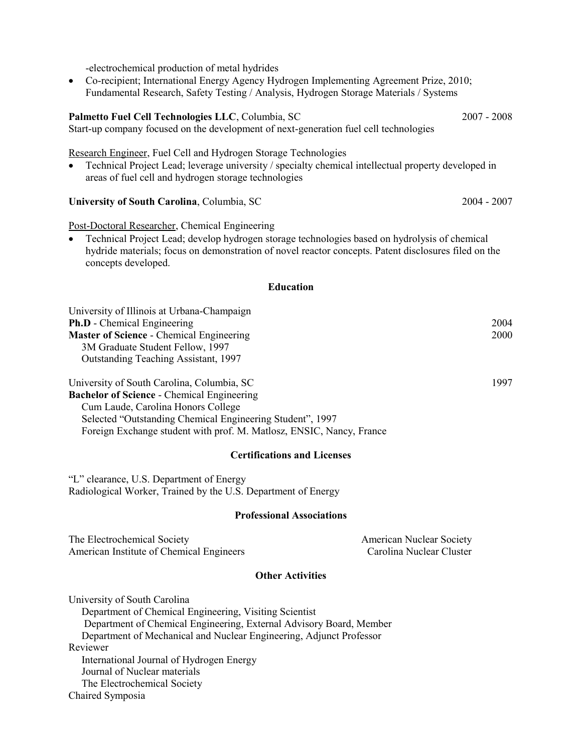-electrochemical production of metal hydrides

- Co-recipient; International Energy Agency Hydrogen Implementing Agreement Prize, 2010; Fundamental Research, Safety Testing / Analysis, Hydrogen Storage Materials / Systems

**Palmetto Fuel Cell Technologies LLC**, Columbia, SC 2007 - 2008

Start-up company focused on the development of next-generation fuel cell technologies

Research Engineer, Fuel Cell and Hydrogen Storage Technologies

- Technical Project Lead; leverage university / specialty chemical intellectual property developed in areas of fuel cell and hydrogen storage technologies

**University of South Carolina**, Columbia, SC 2004 - 2007

Post-Doctoral Researcher, Chemical Engineering

- Technical Project Lead; develop hydrogen storage technologies based on hydrolysis of chemical hydride materials; focus on demonstration of novel reactor concepts. Patent disclosures filed on the concepts developed.

## Education

University of Illinois at Urbana-Champaign

**Ph.D** - Chemical Engineering 2004

**Master of Science** - Chemical Engineering 2000

3M Graduate Student Fellow, 1997

Outstanding Teaching Assistant, 1997

University of South Carolina, Columbia, SC 1997

**Bachelor of Science** - Chemical Engineering

Cum Laude, Carolina Honors College

Selected "Outstanding Chemical Engineering Student", 1997

Foreign Exchange student with prof. M. Matlosz, ENSIC, Nancy, France

## Certifications and Licenses

"L" clearance, U.S. Department of Energy

Radiological Worker, Trained by the U.S. Department of Energy

## Professional Associations

The Electrochemical Society

American Institute of Chemical Engineers

American Nuclear Society

Carolina Nuclear Cluster

## Other Activities

University of South Carolina

Department of Chemical Engineering, Visiting Scientist

Department of Chemical Engineering, External Advisory Board, Member

Department of Mechanical and Nuclear Engineering, Adjunct Professor

Reviewer

International Journal of Hydrogen Energy

Journal of Nuclear materials

The Electrochemical Society

Chaired Symposia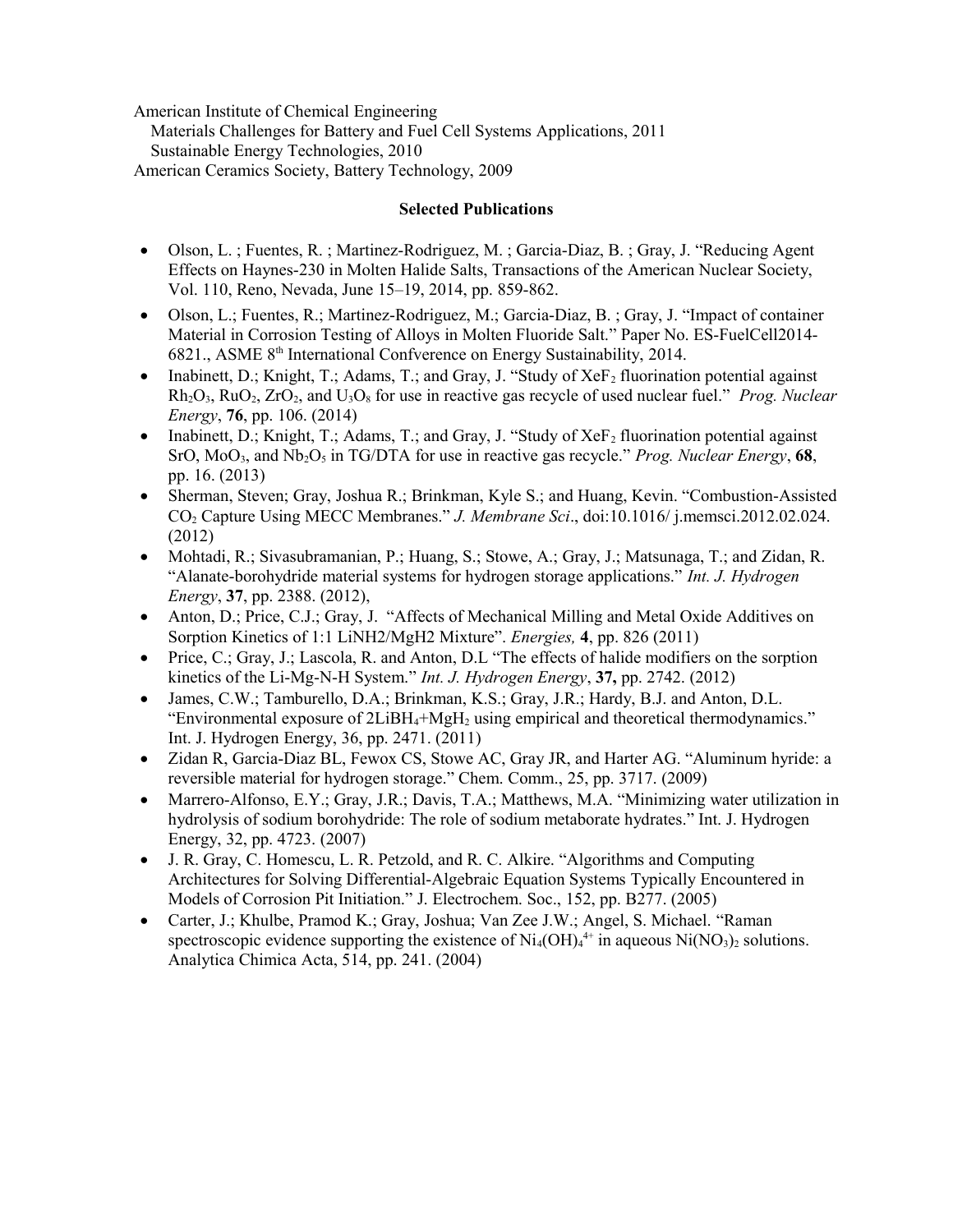American Institute of Chemical Engineering

Materials Challenges for Battery and Fuel Cell Systems Applications, 2011

Sustainable Energy Technologies, 2010

American Ceramics Society, Battery Technology, 2009

**Selected Publications**

- Olson, L. ; Fuentes, R. ; Martinez-Rodriguez, M. ; Garcia-Diaz, B. ; Gray, J. "Reducing Agent Effects on Haynes-230 in Molten Halide Salts, Transactions of the American Nuclear Society, Vol. 110, Reno, Nevada, June 15–19, 2014, pp. 859-862.
- Olson, L.; Fuentes, R.; Martinez-Rodriguez, M.; Garcia-Diaz, B. ; Gray, J. "Impact of container Material in Corrosion Testing of Alloys in Molten Fluoride Salt." Paper No. ES-FuelCell2014-6821., ASME 8th International Confverence on Energy Sustainability, 2014.
- Inabinett, D.; Knight, T.; Adams, T.; and Gray, J. "Study of $XeF_2$ fluorination potential against $Rh_2O_3$, $RuO_2$, $ZrO_2$, and $U_3O_8$ for use in reactive gas recycle of used nuclear fuel." *Prog. Nuclear Energy*, **76**, pp. 106. (2014)
- Inabinett, D.; Knight, T.; Adams, T.; and Gray, J. "Study of $XeF_2$ fluorination potential against SrO, $MoO_3$, and $Nb_2O_5$ in TG/DTA for use in reactive gas recycle." *Prog. Nuclear Energy*, **68**, pp. 16. (2013)
- Sherman, Steven; Gray, Joshua R.; Brinkman, Kyle S.; and Huang, Kevin. "Combustion-Assisted $CO_2$ Capture Using MECC Membranes." *J. Membrane Sci*., doi:10.1016/ j.memsci.2012.02.024. (2012)
- Mohtadi, R.; Sivasubramanian, P.; Huang, S.; Stowe, A.; Gray, J.; Matsunaga, T.; and Zidan, R. "Alanate-borohydride material systems for hydrogen storage applications." *Int. J. Hydrogen Energy*, **37**, pp. 2388. (2012),
- Anton, D.; Price, C.J.; Gray, J. "Affects of Mechanical Milling and Metal Oxide Additives on Sorption Kinetics of 1:1 LiNH2/MgH2 Mixture". *Energies,* **4**, pp. 826 (2011)
- Price, C.; Gray, J.; Lascola, R. and Anton, D.L "The effects of halide modifiers on the sorption kinetics of the Li-Mg-N-H System." *Int. J. Hydrogen Energy*, **37,** pp. 2742. (2012)
- James, C.W.; Tamburello, D.A.; Brinkman, K.S.; Gray, J.R.; Hardy, B.J. and Anton, D.L. "Environmental exposure of $2LiBH_4$+$MgH_2$ using empirical and theoretical thermodynamics." Int. J. Hydrogen Energy, 36, pp. 2471. (2011)
- Zidan R, Garcia-Diaz BL, Fewox CS, Stowe AC, Gray JR, and Harter AG. "Aluminum hyride: a reversible material for hydrogen storage." Chem. Comm., 25, pp. 3717. (2009)
- Marrero-Alfonso, E.Y.; Gray, J.R.; Davis, T.A.; Matthews, M.A. "Minimizing water utilization in hydrolysis of sodium borohydride: The role of sodium metaborate hydrates." Int. J. Hydrogen Energy, 32, pp. 4723. (2007)
- J. R. Gray, C. Homescu, L. R. Petzold, and R. C. Alkire. "Algorithms and Computing Architectures for Solving Differential-Algebraic Equation Systems Typically Encountered in Models of Corrosion Pit Initiation." J. Electrochem. Soc., 152, pp. B277. (2005)
- Carter, J.; Khulbe, Pramod K.; Gray, Joshua; Van Zee J.W.; Angel, S. Michael. "Raman spectroscopic evidence supporting the existence of $Ni_4(OH)_4^{4+}$ in aqueous $Ni(NO_3)_2$ solutions. Analytica Chimica Acta, 514, pp. 241. (2004)